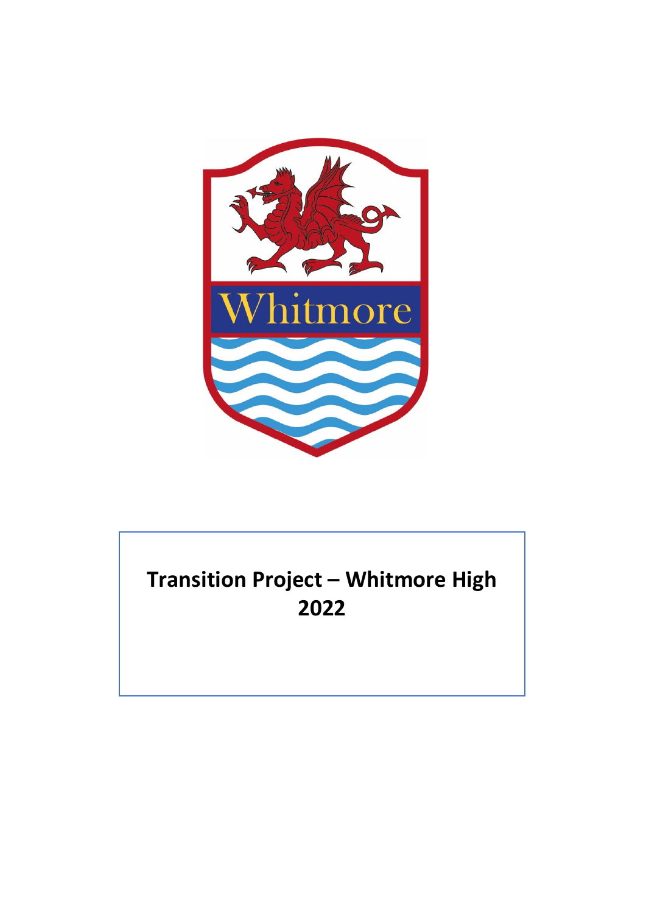Whitmore

# Transition Project – Whitmore High 2022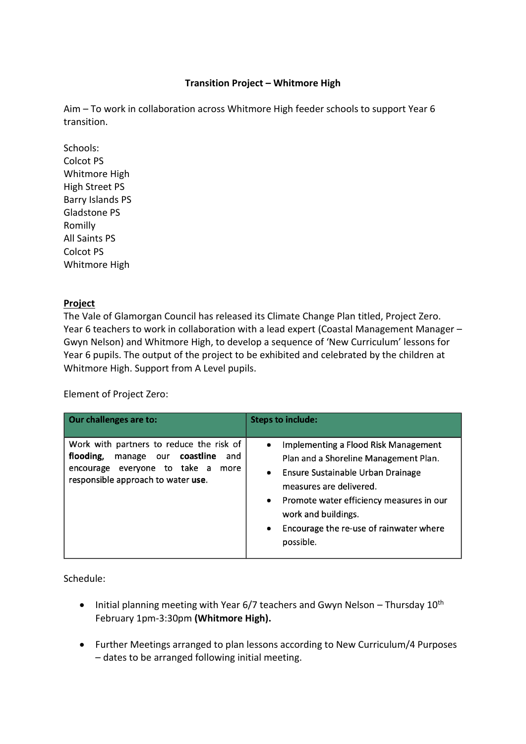**Transition Project – Whitmore High**

Aim – To work in collaboration across Whitmore High feeder schools to support Year 6 transition.

Schools:
Colcot PS
Whitmore High
High Street PS
Barry Islands PS
Gladstone PS
Romilly
All Saints PS
Colcot PS
Whitmore High

**Project**

The Vale of Glamorgan Council has released its Climate Change Plan titled, Project Zero. Year 6 teachers to work in collaboration with a lead expert (Coastal Management Manager – Gwyn Nelson) and Whitmore High, to develop a sequence of 'New Curriculum' lessons for Year 6 pupils. The output of the project to be exhibited and celebrated by the children at Whitmore High. Support from A Level pupils.

Element of Project Zero:

| **Our challenges are to:** | **Steps to include:** |
| --- | --- |
| Work with partners to reduce the risk of **flooding,** manage our **coastline** and encourage everyone to take a more responsible approach to water **use**. | • Implementing a Flood Risk Management Plan and a Shoreline Management Plan.<br>• Ensure Sustainable Urban Drainage measures are delivered.<br>• Promote water efficiency measures in our work and buildings.<br>• Encourage the re-use of rainwater where possible. |

Schedule:

- Initial planning meeting with Year 6/7 teachers and Gwyn Nelson – Thursday 10th February 1pm-3:30pm **(Whitmore High).**

- Further Meetings arranged to plan lessons according to New Curriculum/4 Purposes – dates to be arranged following initial meeting.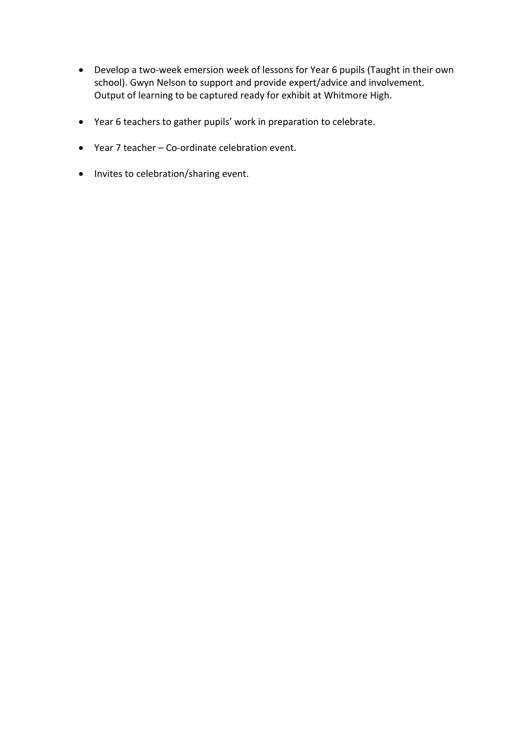- Develop a two-week emersion week of lessons for Year 6 pupils (Taught in their own school). Gwyn Nelson to support and provide expert/advice and involvement. Output of learning to be captured ready for exhibit at Whitmore High.

- Year 6 teachers to gather pupils' work in preparation to celebrate.

- Year 7 teacher – Co-ordinate celebration event.

- Invites to celebration/sharing event.